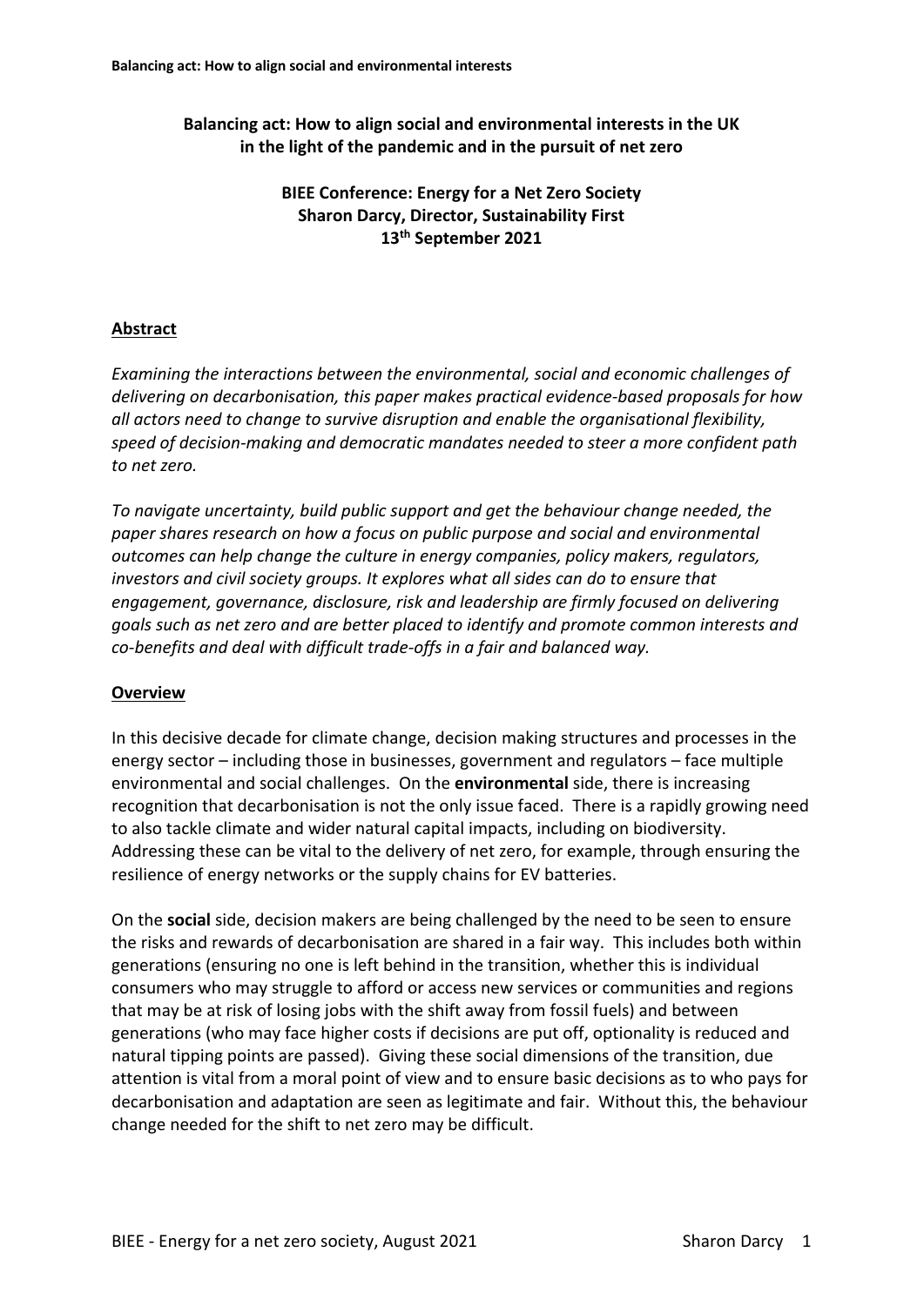**Balancing act: How to align social and environmental interests in the UK in the light of the pandemic and in the pursuit of net zero**

**BIEE Conference: Energy for a Net Zero Society**
**Sharon Darcy, Director, Sustainability First**
**13th September 2021**

## Abstract

*Examining the interactions between the environmental, social and economic challenges of delivering on decarbonisation, this paper makes practical evidence-based proposals for how all actors need to change to survive disruption and enable the organisational flexibility, speed of decision-making and democratic mandates needed to steer a more confident path to net zero.*

*To navigate uncertainty, build public support and get the behaviour change needed, the paper shares research on how a focus on public purpose and social and environmental outcomes can help change the culture in energy companies, policy makers, regulators, investors and civil society groups. It explores what all sides can do to ensure that engagement, governance, disclosure, risk and leadership are firmly focused on delivering goals such as net zero and are better placed to identify and promote common interests and co-benefits and deal with difficult trade-offs in a fair and balanced way.*

## Overview

In this decisive decade for climate change, decision making structures and processes in the energy sector – including those in businesses, government and regulators – face multiple environmental and social challenges. On the **environmental** side, there is increasing recognition that decarbonisation is not the only issue faced. There is a rapidly growing need to also tackle climate and wider natural capital impacts, including on biodiversity. Addressing these can be vital to the delivery of net zero, for example, through ensuring the resilience of energy networks or the supply chains for EV batteries.

On the **social** side, decision makers are being challenged by the need to be seen to ensure the risks and rewards of decarbonisation are shared in a fair way. This includes both within generations (ensuring no one is left behind in the transition, whether this is individual consumers who may struggle to afford or access new services or communities and regions that may be at risk of losing jobs with the shift away from fossil fuels) and between generations (who may face higher costs if decisions are put off, optionality is reduced and natural tipping points are passed). Giving these social dimensions of the transition, due attention is vital from a moral point of view and to ensure basic decisions as to who pays for decarbonisation and adaptation are seen as legitimate and fair. Without this, the behaviour change needed for the shift to net zero may be difficult.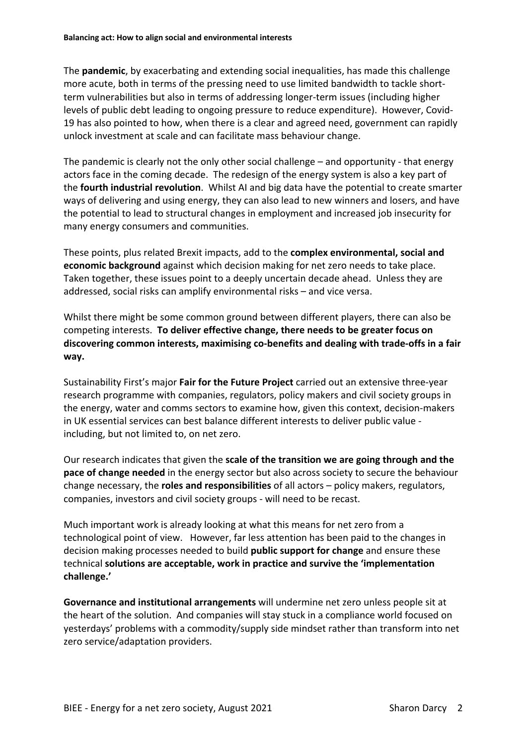The **pandemic**, by exacerbating and extending social inequalities, has made this challenge more acute, both in terms of the pressing need to use limited bandwidth to tackle short-term vulnerabilities but also in terms of addressing longer-term issues (including higher levels of public debt leading to ongoing pressure to reduce expenditure). However, Covid-19 has also pointed to how, when there is a clear and agreed need, government can rapidly unlock investment at scale and can facilitate mass behaviour change.

The pandemic is clearly not the only other social challenge – and opportunity - that energy actors face in the coming decade. The redesign of the energy system is also a key part of the **fourth industrial revolution**. Whilst AI and big data have the potential to create smarter ways of delivering and using energy, they can also lead to new winners and losers, and have the potential to lead to structural changes in employment and increased job insecurity for many energy consumers and communities.

These points, plus related Brexit impacts, add to the **complex environmental, social and economic background** against which decision making for net zero needs to take place. Taken together, these issues point to a deeply uncertain decade ahead. Unless they are addressed, social risks can amplify environmental risks – and vice versa.

Whilst there might be some common ground between different players, there can also be competing interests. **To deliver effective change, there needs to be greater focus on discovering common interests, maximising co-benefits and dealing with trade-offs in a fair way.**

Sustainability First's major **Fair for the Future Project** carried out an extensive three-year research programme with companies, regulators, policy makers and civil society groups in the energy, water and comms sectors to examine how, given this context, decision-makers in UK essential services can best balance different interests to deliver public value - including, but not limited to, on net zero.

Our research indicates that given the **scale of the transition we are going through and the pace of change needed** in the energy sector but also across society to secure the behaviour change necessary, the **roles and responsibilities** of all actors – policy makers, regulators, companies, investors and civil society groups - will need to be recast.

Much important work is already looking at what this means for net zero from a technological point of view. However, far less attention has been paid to the changes in decision making processes needed to build **public support for change** and ensure these technical **solutions are acceptable, work in practice and survive the 'implementation challenge.'**

**Governance and institutional arrangements** will undermine net zero unless people sit at the heart of the solution. And companies will stay stuck in a compliance world focused on yesterdays' problems with a commodity/supply side mindset rather than transform into net zero service/adaptation providers.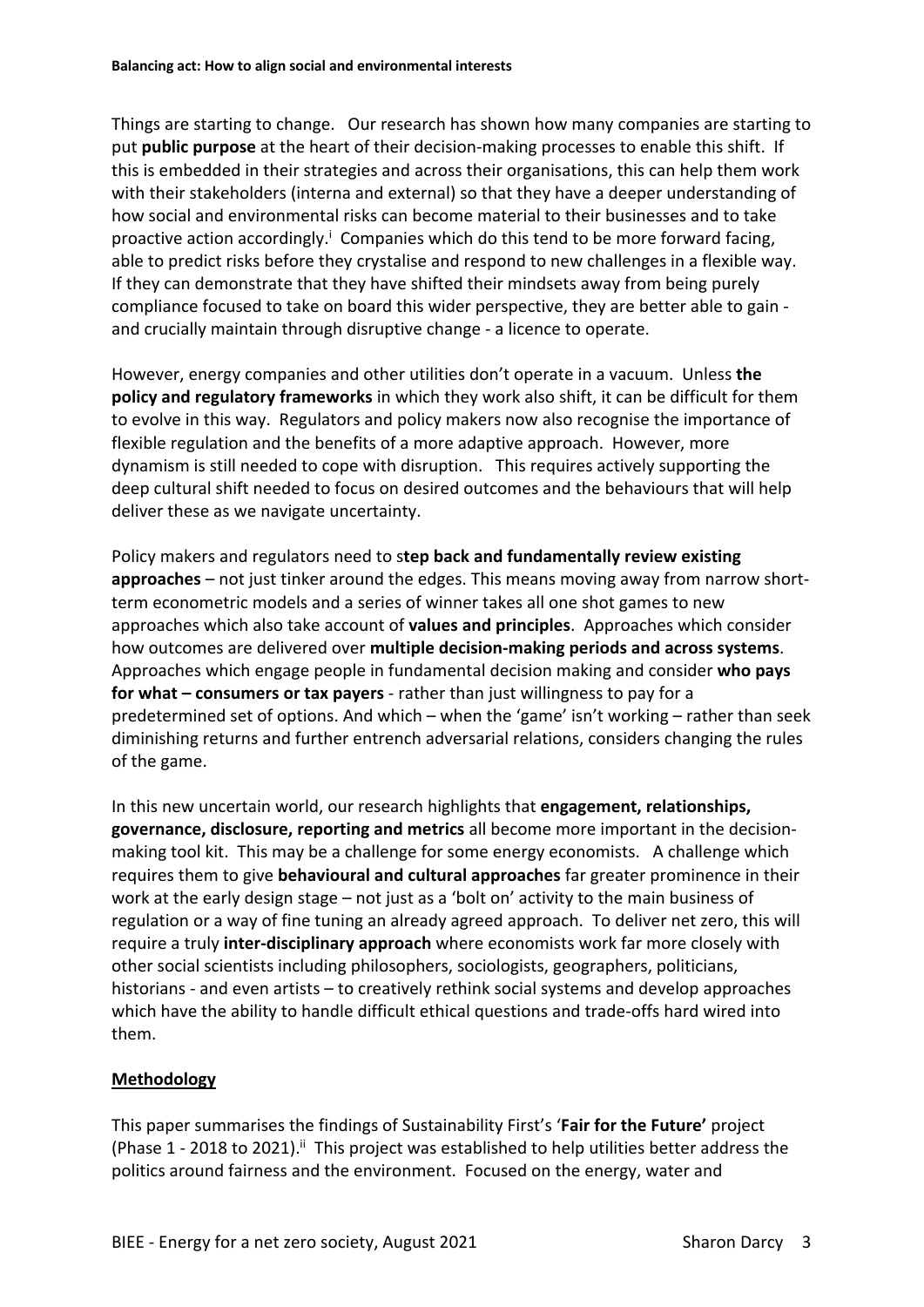Things are starting to change. Our research has shown how many companies are starting to put **public purpose** at the heart of their decision-making processes to enable this shift. If this is embedded in their strategies and across their organisations, this can help them work with their stakeholders (interna and external) so that they have a deeper understanding of how social and environmental risks can become material to their businesses and to take proactive action accordingly.[i] Companies which do this tend to be more forward facing, able to predict risks before they crystalise and respond to new challenges in a flexible way. If they can demonstrate that they have shifted their mindsets away from being purely compliance focused to take on board this wider perspective, they are better able to gain - and crucially maintain through disruptive change - a licence to operate.

However, energy companies and other utilities don't operate in a vacuum. Unless **the policy and regulatory frameworks** in which they work also shift, it can be difficult for them to evolve in this way. Regulators and policy makers now also recognise the importance of flexible regulation and the benefits of a more adaptive approach. However, more dynamism is still needed to cope with disruption. This requires actively supporting the deep cultural shift needed to focus on desired outcomes and the behaviours that will help deliver these as we navigate uncertainty.

Policy makers and regulators need to s**tep back and fundamentally review existing approaches** – not just tinker around the edges. This means moving away from narrow short-term econometric models and a series of winner takes all one shot games to new approaches which also take account of **values and principles**. Approaches which consider how outcomes are delivered over **multiple decision-making periods and across systems**. Approaches which engage people in fundamental decision making and consider **who pays for what – consumers or tax payers** - rather than just willingness to pay for a predetermined set of options. And which – when the 'game' isn't working – rather than seek diminishing returns and further entrench adversarial relations, considers changing the rules of the game.

In this new uncertain world, our research highlights that **engagement, relationships, governance, disclosure, reporting and metrics** all become more important in the decision-making tool kit. This may be a challenge for some energy economists. A challenge which requires them to give **behavioural and cultural approaches** far greater prominence in their work at the early design stage – not just as a 'bolt on' activity to the main business of regulation or a way of fine tuning an already agreed approach. To deliver net zero, this will require a truly **inter-disciplinary approach** where economists work far more closely with other social scientists including philosophers, sociologists, geographers, politicians, historians - and even artists – to creatively rethink social systems and develop approaches which have the ability to handle difficult ethical questions and trade-offs hard wired into them.

## Methodology

This paper summarises the findings of Sustainability First's '**Fair for the Future'** project (Phase 1 - 2018 to 2021).[ii] This project was established to help utilities better address the politics around fairness and the environment. Focused on the energy, water and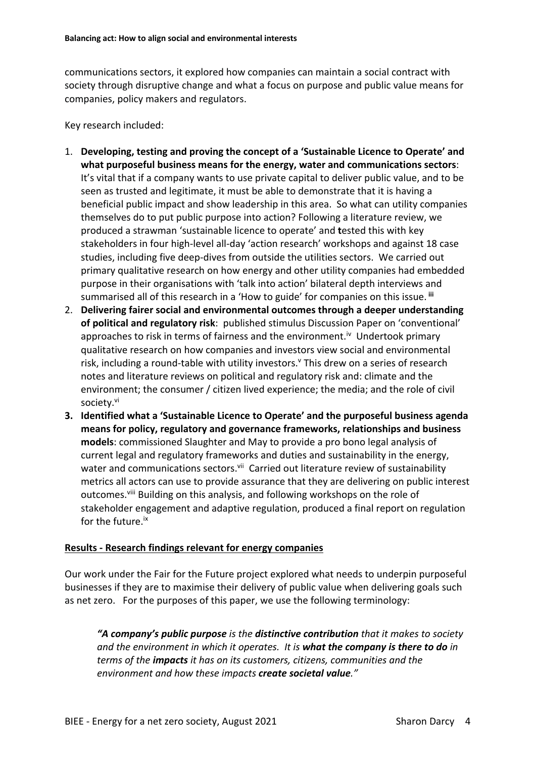communications sectors, it explored how companies can maintain a social contract with society through disruptive change and what a focus on purpose and public value means for companies, policy makers and regulators.

Key research included:

1. **Developing, testing and proving the concept of a 'Sustainable Licence to Operate' and what purposeful business means for the energy, water and communications sectors**: It's vital that if a company wants to use private capital to deliver public value, and to be seen as trusted and legitimate, it must be able to demonstrate that it is having a beneficial public impact and show leadership in this area. So what can utility companies themselves do to put public purpose into action? Following a literature review, we produced a strawman 'sustainable licence to operate' and **t**ested this with key stakeholders in four high-level all-day 'action research' workshops and against 18 case studies, including five deep-dives from outside the utilities sectors. We carried out primary qualitative research on how energy and other utility companies had embedded purpose in their organisations with 'talk into action' bilateral depth interviews and summarised all of this research in a 'How to guide' for companies on this issue. [iii]
2. **Delivering fairer social and environmental outcomes through a deeper understanding of political and regulatory risk**: published stimulus Discussion Paper on 'conventional' approaches to risk in terms of fairness and the environment.[iv] Undertook primary qualitative research on how companies and investors view social and environmental risk, including a round-table with utility investors.[v] This drew on a series of research notes and literature reviews on political and regulatory risk and: climate and the environment; the consumer / citizen lived experience; the media; and the role of civil society.[vi]
3. **Identified what a 'Sustainable Licence to Operate' and the purposeful business agenda means for policy, regulatory and governance frameworks, relationships and business models**: commissioned Slaughter and May to provide a pro bono legal analysis of current legal and regulatory frameworks and duties and sustainability in the energy, water and communications sectors.[vii] Carried out literature review of sustainability metrics all actors can use to provide assurance that they are delivering on public interest outcomes.[viii] Building on this analysis, and following workshops on the role of stakeholder engagement and adaptive regulation, produced a final report on regulation for the future.[ix]

## Results - Research findings relevant for energy companies

Our work under the Fair for the Future project explored what needs to underpin purposeful businesses if they are to maximise their delivery of public value when delivering goals such as net zero. For the purposes of this paper, we use the following terminology:

> ***"A company's public purpose** is the **distinctive contribution** that it makes to society and the environment in which it operates. It is **what the company is there to do** in terms of the **impacts** it has on its customers, citizens, communities and the environment and how these impacts **create societal value**."*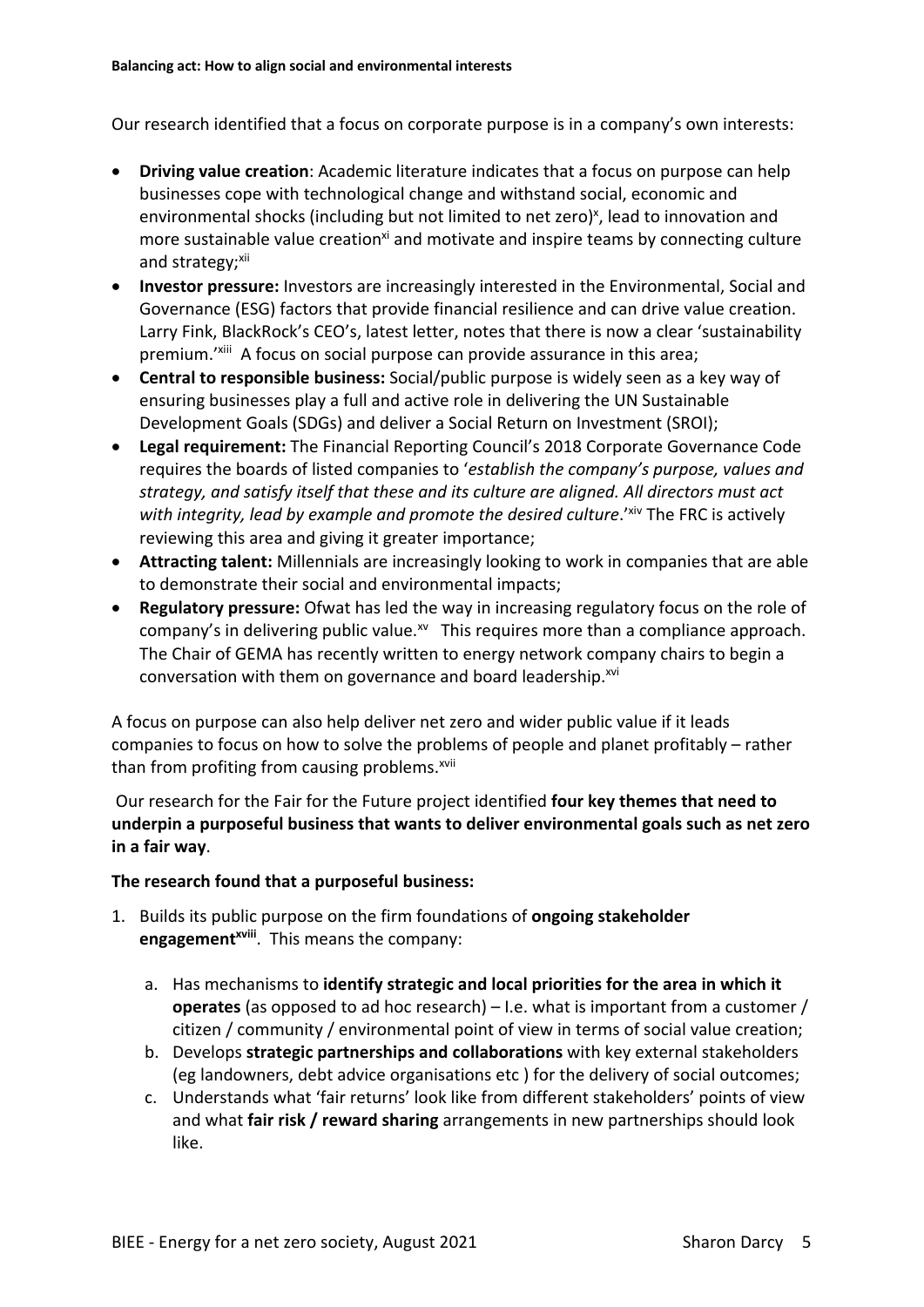Our research identified that a focus on corporate purpose is in a company's own interests:

- **Driving value creation**: Academic literature indicates that a focus on purpose can help businesses cope with technological change and withstand social, economic and environmental shocks (including but not limited to net zero)[x], lead to innovation and more sustainable value creation[xi] and motivate and inspire teams by connecting culture and strategy;[xii]
- **Investor pressure:** Investors are increasingly interested in the Environmental, Social and Governance (ESG) factors that provide financial resilience and can drive value creation. Larry Fink, BlackRock's CEO's, latest letter, notes that there is now a clear 'sustainability premium.'[xiii] A focus on social purpose can provide assurance in this area;
- **Central to responsible business:** Social/public purpose is widely seen as a key way of ensuring businesses play a full and active role in delivering the UN Sustainable Development Goals (SDGs) and deliver a Social Return on Investment (SROI);
- **Legal requirement:** The Financial Reporting Council's 2018 Corporate Governance Code requires the boards of listed companies to '*establish the company's purpose, values and strategy, and satisfy itself that these and its culture are aligned. All directors must act with integrity, lead by example and promote the desired culture*.'[xiv] The FRC is actively reviewing this area and giving it greater importance;
- **Attracting talent:** Millennials are increasingly looking to work in companies that are able to demonstrate their social and environmental impacts;
- **Regulatory pressure:** Ofwat has led the way in increasing regulatory focus on the role of company's in delivering public value.[xv] This requires more than a compliance approach. The Chair of GEMA has recently written to energy network company chairs to begin a conversation with them on governance and board leadership.[xvi]

A focus on purpose can also help deliver net zero and wider public value if it leads companies to focus on how to solve the problems of people and planet profitably – rather than from profiting from causing problems.[xvii]

Our research for the Fair for the Future project identified **four key themes that need to underpin a purposeful business that wants to deliver environmental goals such as net zero in a fair way**.

**The research found that a purposeful business:**

1. Builds its public purpose on the firm foundations of **ongoing stakeholder engagement**[xviii]. This means the company:

    a. Has mechanisms to **identify strategic and local priorities for the area in which it operates** (as opposed to ad hoc research) – I.e. what is important from a customer / citizen / community / environmental point of view in terms of social value creation;

    b. Develops **strategic partnerships and collaborations** with key external stakeholders (eg landowners, debt advice organisations etc ) for the delivery of social outcomes;

    c. Understands what 'fair returns' look like from different stakeholders' points of view and what **fair risk / reward sharing** arrangements in new partnerships should look like.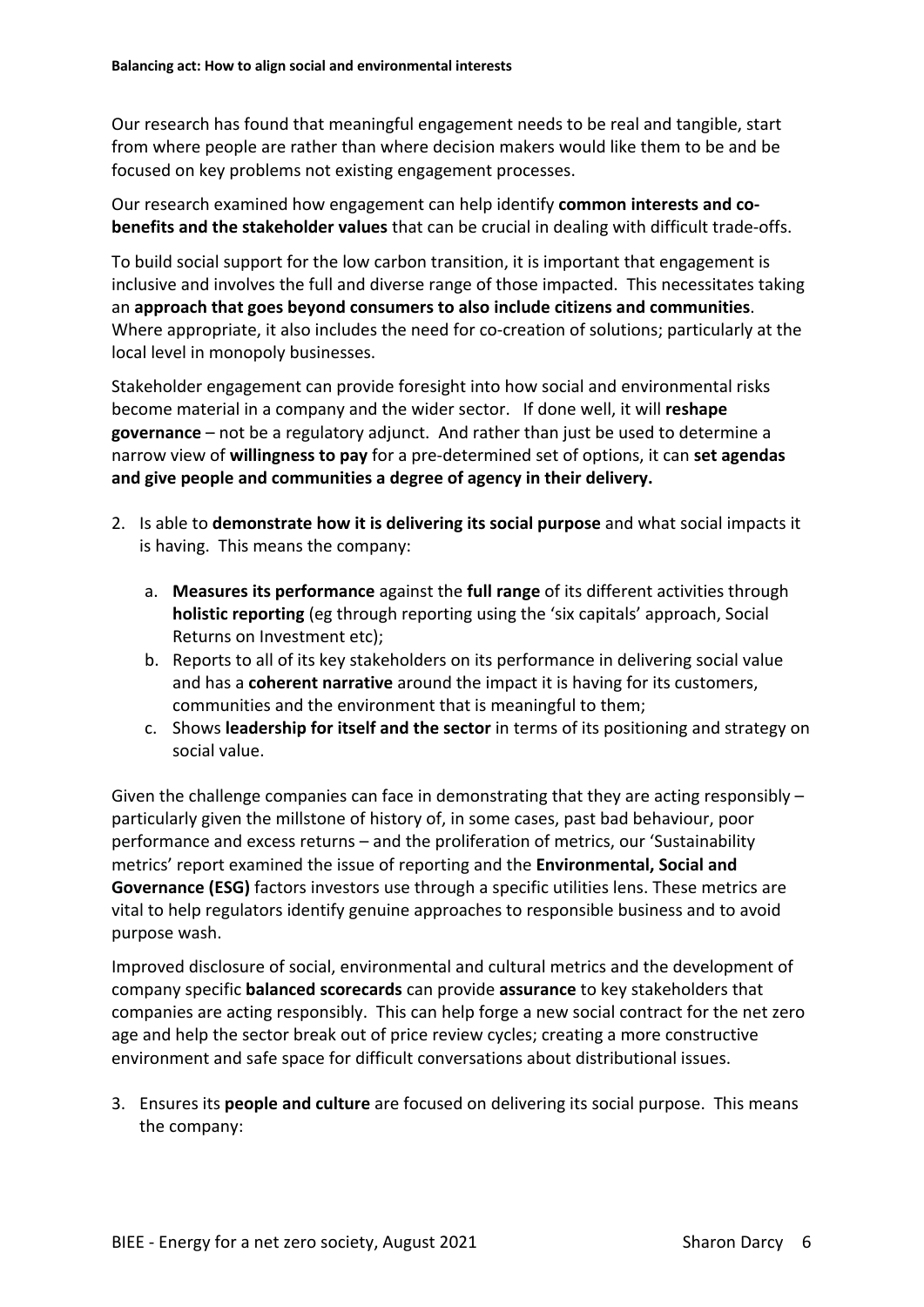Our research has found that meaningful engagement needs to be real and tangible, start from where people are rather than where decision makers would like them to be and be focused on key problems not existing engagement processes.

Our research examined how engagement can help identify **common interests and co-benefits and the stakeholder values** that can be crucial in dealing with difficult trade-offs.

To build social support for the low carbon transition, it is important that engagement is inclusive and involves the full and diverse range of those impacted. This necessitates taking an **approach that goes beyond consumers to also include citizens and communities**. Where appropriate, it also includes the need for co-creation of solutions; particularly at the local level in monopoly businesses.

Stakeholder engagement can provide foresight into how social and environmental risks become material in a company and the wider sector. If done well, it will **reshape governance** – not be a regulatory adjunct. And rather than just be used to determine a narrow view of **willingness to pay** for a pre-determined set of options, it can **set agendas and give people and communities a degree of agency in their delivery.**

2. Is able to **demonstrate how it is delivering its social purpose** and what social impacts it is having. This means the company:

    a. **Measures its performance** against the **full range** of its different activities through **holistic reporting** (eg through reporting using the 'six capitals' approach, Social Returns on Investment etc);
    b. Reports to all of its key stakeholders on its performance in delivering social value and has a **coherent narrative** around the impact it is having for its customers, communities and the environment that is meaningful to them;
    c. Shows **leadership for itself and the sector** in terms of its positioning and strategy on social value.

Given the challenge companies can face in demonstrating that they are acting responsibly – particularly given the millstone of history of, in some cases, past bad behaviour, poor performance and excess returns – and the proliferation of metrics, our 'Sustainability metrics' report examined the issue of reporting and the **Environmental, Social and Governance (ESG)** factors investors use through a specific utilities lens. These metrics are vital to help regulators identify genuine approaches to responsible business and to avoid purpose wash.

Improved disclosure of social, environmental and cultural metrics and the development of company specific **balanced scorecards** can provide **assurance** to key stakeholders that companies are acting responsibly. This can help forge a new social contract for the net zero age and help the sector break out of price review cycles; creating a more constructive environment and safe space for difficult conversations about distributional issues.

3. Ensures its **people and culture** are focused on delivering its social purpose. This means the company: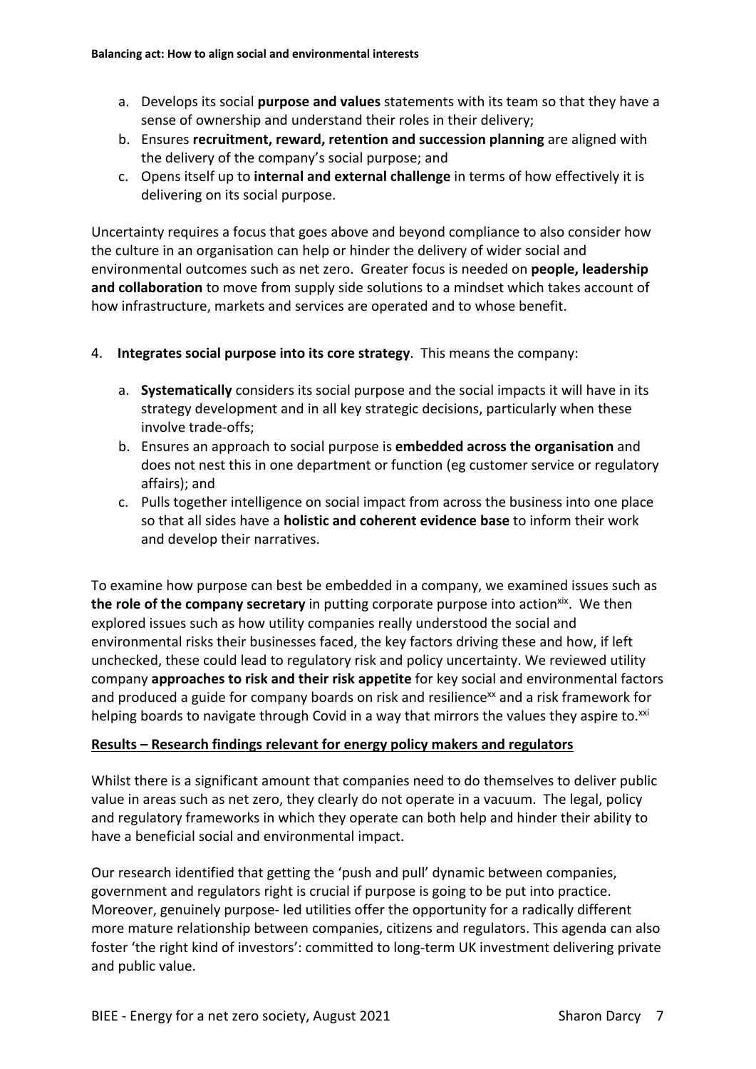a. Develops its social **purpose and values** statements with its team so that they have a sense of ownership and understand their roles in their delivery;
b. Ensures **recruitment, reward, retention and succession planning** are aligned with the delivery of the company's social purpose; and
c. Opens itself up to **internal and external challenge** in terms of how effectively it is delivering on its social purpose.

Uncertainty requires a focus that goes above and beyond compliance to also consider how the culture in an organisation can help or hinder the delivery of wider social and environmental outcomes such as net zero. Greater focus is needed on **people, leadership and collaboration** to move from supply side solutions to a mindset which takes account of how infrastructure, markets and services are operated and to whose benefit.

4. **Integrates social purpose into its core strategy**. This means the company:

    a. **Systematically** considers its social purpose and the social impacts it will have in its strategy development and in all key strategic decisions, particularly when these involve trade-offs;
    b. Ensures an approach to social purpose is **embedded across the organisation** and does not nest this in one department or function (eg customer service or regulatory affairs); and
    c. Pulls together intelligence on social impact from across the business into one place so that all sides have a **holistic and coherent evidence base** to inform their work and develop their narratives.

To examine how purpose can best be embedded in a company, we examined issues such as **the role of the company secretary** in putting corporate purpose into action[xix]. We then explored issues such as how utility companies really understood the social and environmental risks their businesses faced, the key factors driving these and how, if left unchecked, these could lead to regulatory risk and policy uncertainty. We reviewed utility company **approaches to risk and their risk appetite** for key social and environmental factors and produced a guide for company boards on risk and resilience[xx] and a risk framework for helping boards to navigate through Covid in a way that mirrors the values they aspire to.[xxi]

**<u>Results – Research findings relevant for energy policy makers and regulators</u>**

Whilst there is a significant amount that companies need to do themselves to deliver public value in areas such as net zero, they clearly do not operate in a vacuum. The legal, policy and regulatory frameworks in which they operate can both help and hinder their ability to have a beneficial social and environmental impact.

Our research identified that getting the 'push and pull' dynamic between companies, government and regulators right is crucial if purpose is going to be put into practice. Moreover, genuinely purpose- led utilities offer the opportunity for a radically different more mature relationship between companies, citizens and regulators. This agenda can also foster 'the right kind of investors': committed to long-term UK investment delivering private and public value.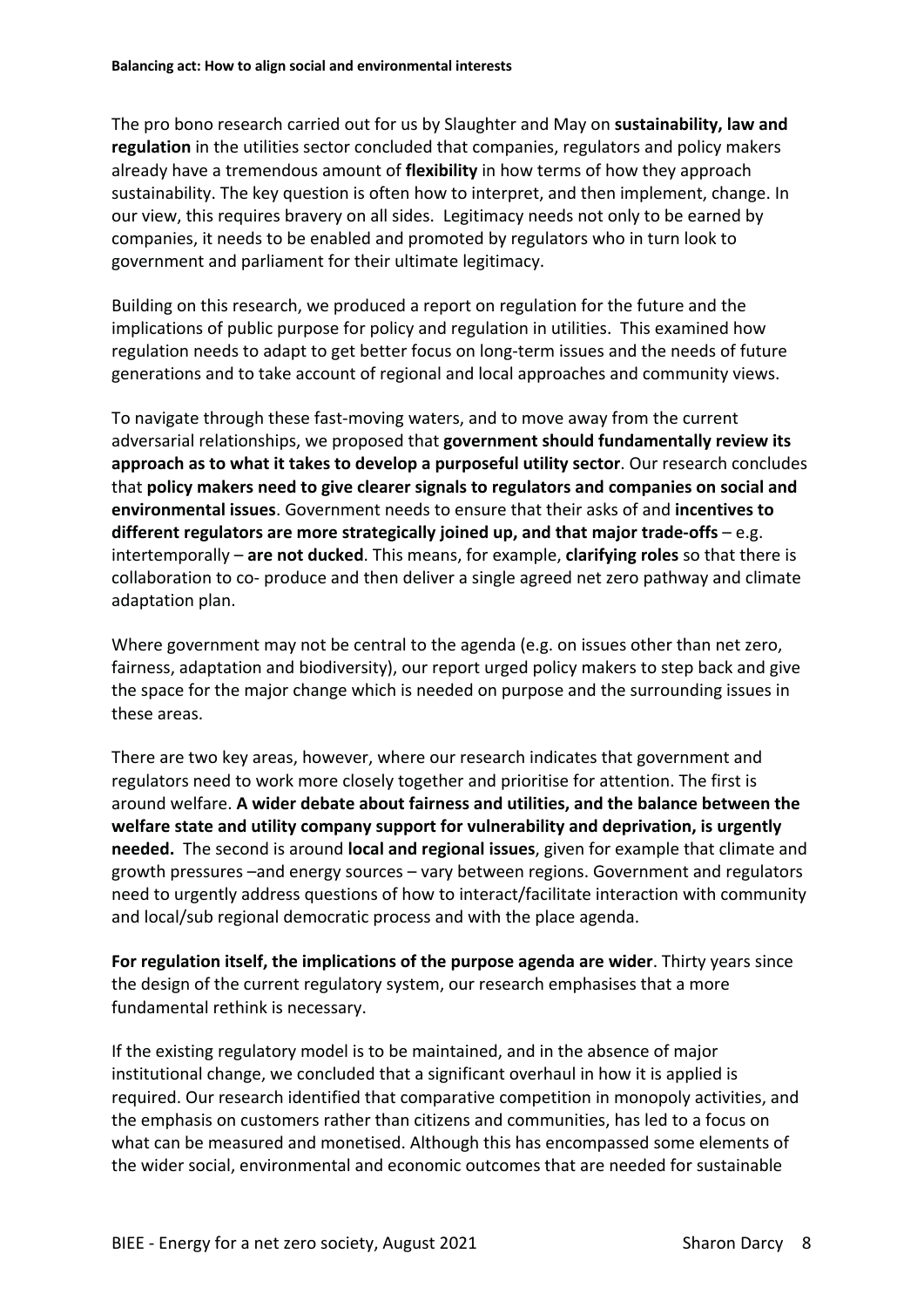The pro bono research carried out for us by Slaughter and May on **sustainability, law and regulation** in the utilities sector concluded that companies, regulators and policy makers already have a tremendous amount of **flexibility** in how terms of how they approach sustainability. The key question is often how to interpret, and then implement, change. In our view, this requires bravery on all sides. Legitimacy needs not only to be earned by companies, it needs to be enabled and promoted by regulators who in turn look to government and parliament for their ultimate legitimacy.

Building on this research, we produced a report on regulation for the future and the implications of public purpose for policy and regulation in utilities. This examined how regulation needs to adapt to get better focus on long-term issues and the needs of future generations and to take account of regional and local approaches and community views.

To navigate through these fast-moving waters, and to move away from the current adversarial relationships, we proposed that **government should fundamentally review its approach as to what it takes to develop a purposeful utility sector**. Our research concludes that **policy makers need to give clearer signals to regulators and companies on social and environmental issues**. Government needs to ensure that their asks of and **incentives to different regulators are more strategically joined up, and that major trade-offs** – e.g. intertemporally – **are not ducked**. This means, for example, **clarifying roles** so that there is collaboration to co- produce and then deliver a single agreed net zero pathway and climate adaptation plan.

Where government may not be central to the agenda (e.g. on issues other than net zero, fairness, adaptation and biodiversity), our report urged policy makers to step back and give the space for the major change which is needed on purpose and the surrounding issues in these areas.

There are two key areas, however, where our research indicates that government and regulators need to work more closely together and prioritise for attention. The first is around welfare. **A wider debate about fairness and utilities, and the balance between the welfare state and utility company support for vulnerability and deprivation, is urgently needed.** The second is around **local and regional issues**, given for example that climate and growth pressures –and energy sources – vary between regions. Government and regulators need to urgently address questions of how to interact/facilitate interaction with community and local/sub regional democratic process and with the place agenda.

**For regulation itself, the implications of the purpose agenda are wider**. Thirty years since the design of the current regulatory system, our research emphasises that a more fundamental rethink is necessary.

If the existing regulatory model is to be maintained, and in the absence of major institutional change, we concluded that a significant overhaul in how it is applied is required. Our research identified that comparative competition in monopoly activities, and the emphasis on customers rather than citizens and communities, has led to a focus on what can be measured and monetised. Although this has encompassed some elements of the wider social, environmental and economic outcomes that are needed for sustainable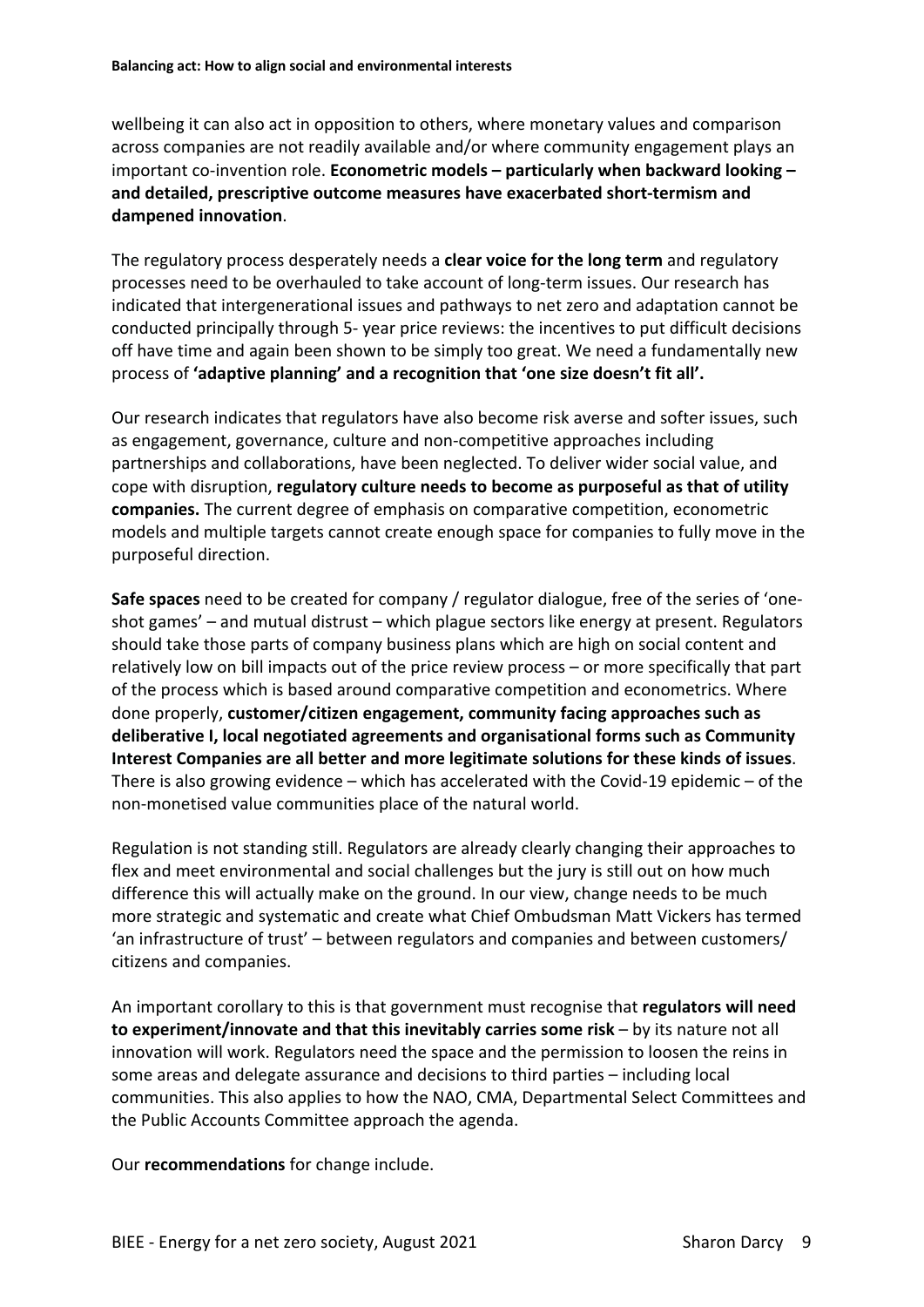wellbeing it can also act in opposition to others, where monetary values and comparison across companies are not readily available and/or where community engagement plays an important co-invention role. **Econometric models – particularly when backward looking – and detailed, prescriptive outcome measures have exacerbated short-termism and dampened innovation**.

The regulatory process desperately needs a **clear voice for the long term** and regulatory processes need to be overhauled to take account of long-term issues. Our research has indicated that intergenerational issues and pathways to net zero and adaptation cannot be conducted principally through 5- year price reviews: the incentives to put difficult decisions off have time and again been shown to be simply too great. We need a fundamentally new process of **'adaptive planning' and a recognition that 'one size doesn't fit all'.**

Our research indicates that regulators have also become risk averse and softer issues, such as engagement, governance, culture and non-competitive approaches including partnerships and collaborations, have been neglected. To deliver wider social value, and cope with disruption, **regulatory culture needs to become as purposeful as that of utility companies.** The current degree of emphasis on comparative competition, econometric models and multiple targets cannot create enough space for companies to fully move in the purposeful direction.

**Safe spaces** need to be created for company / regulator dialogue, free of the series of 'one-shot games' – and mutual distrust – which plague sectors like energy at present. Regulators should take those parts of company business plans which are high on social content and relatively low on bill impacts out of the price review process – or more specifically that part of the process which is based around comparative competition and econometrics. Where done properly, **customer/citizen engagement, community facing approaches such as deliberative I, local negotiated agreements and organisational forms such as Community Interest Companies are all better and more legitimate solutions for these kinds of issues**. There is also growing evidence – which has accelerated with the Covid-19 epidemic – of the non-monetised value communities place of the natural world.

Regulation is not standing still. Regulators are already clearly changing their approaches to flex and meet environmental and social challenges but the jury is still out on how much difference this will actually make on the ground. In our view, change needs to be much more strategic and systematic and create what Chief Ombudsman Matt Vickers has termed 'an infrastructure of trust' – between regulators and companies and between customers/ citizens and companies.

An important corollary to this is that government must recognise that **regulators will need to experiment/innovate and that this inevitably carries some risk** – by its nature not all innovation will work. Regulators need the space and the permission to loosen the reins in some areas and delegate assurance and decisions to third parties – including local communities. This also applies to how the NAO, CMA, Departmental Select Committees and the Public Accounts Committee approach the agenda.

Our **recommendations** for change include.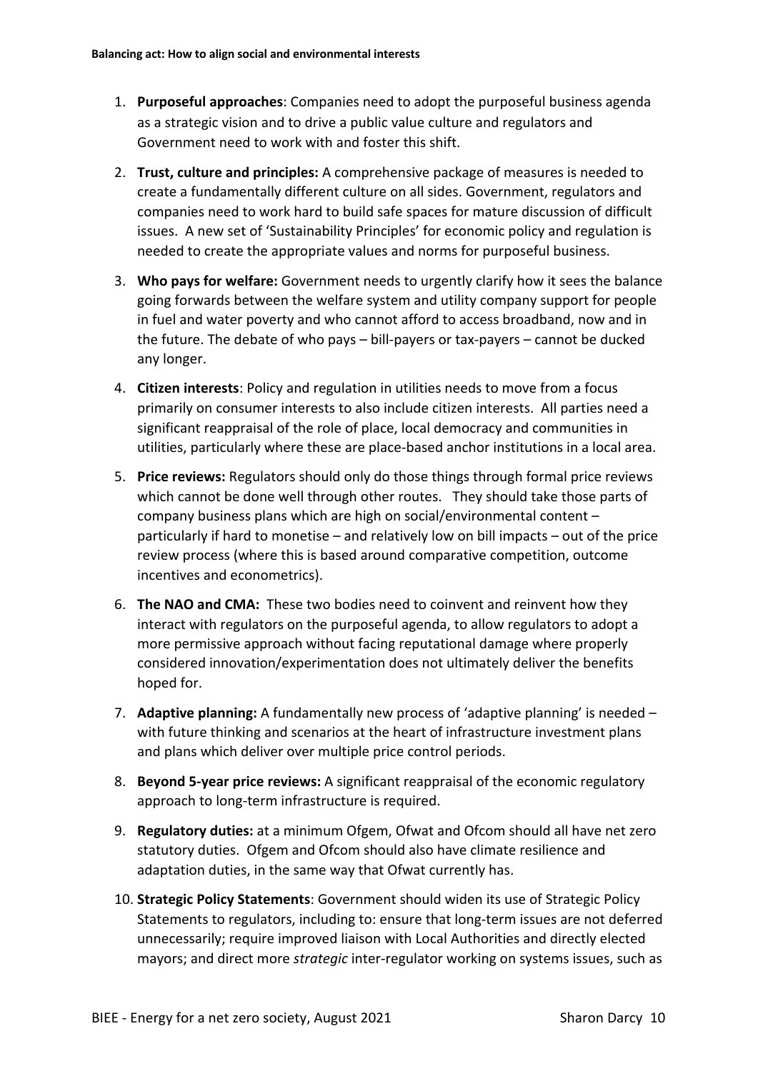1. **Purposeful approaches**: Companies need to adopt the purposeful business agenda as a strategic vision and to drive a public value culture and regulators and Government need to work with and foster this shift.

2. **Trust, culture and principles:** A comprehensive package of measures is needed to create a fundamentally different culture on all sides. Government, regulators and companies need to work hard to build safe spaces for mature discussion of difficult issues. A new set of 'Sustainability Principles' for economic policy and regulation is needed to create the appropriate values and norms for purposeful business.

3. **Who pays for welfare:** Government needs to urgently clarify how it sees the balance going forwards between the welfare system and utility company support for people in fuel and water poverty and who cannot afford to access broadband, now and in the future. The debate of who pays – bill-payers or tax-payers – cannot be ducked any longer.

4. **Citizen interests**: Policy and regulation in utilities needs to move from a focus primarily on consumer interests to also include citizen interests. All parties need a significant reappraisal of the role of place, local democracy and communities in utilities, particularly where these are place-based anchor institutions in a local area.

5. **Price reviews:** Regulators should only do those things through formal price reviews which cannot be done well through other routes. They should take those parts of company business plans which are high on social/environmental content – particularly if hard to monetise – and relatively low on bill impacts – out of the price review process (where this is based around comparative competition, outcome incentives and econometrics).

6. **The NAO and CMA:** These two bodies need to coinvent and reinvent how they interact with regulators on the purposeful agenda, to allow regulators to adopt a more permissive approach without facing reputational damage where properly considered innovation/experimentation does not ultimately deliver the benefits hoped for.

7. **Adaptive planning:** A fundamentally new process of 'adaptive planning' is needed – with future thinking and scenarios at the heart of infrastructure investment plans and plans which deliver over multiple price control periods.

8. **Beyond 5-year price reviews:** A significant reappraisal of the economic regulatory approach to long-term infrastructure is required.

9. **Regulatory duties:** at a minimum Ofgem, Ofwat and Ofcom should all have net zero statutory duties. Ofgem and Ofcom should also have climate resilience and adaptation duties, in the same way that Ofwat currently has.

10. **Strategic Policy Statements**: Government should widen its use of Strategic Policy Statements to regulators, including to: ensure that long-term issues are not deferred unnecessarily; require improved liaison with Local Authorities and directly elected mayors; and direct more *strategic* inter-regulator working on systems issues, such as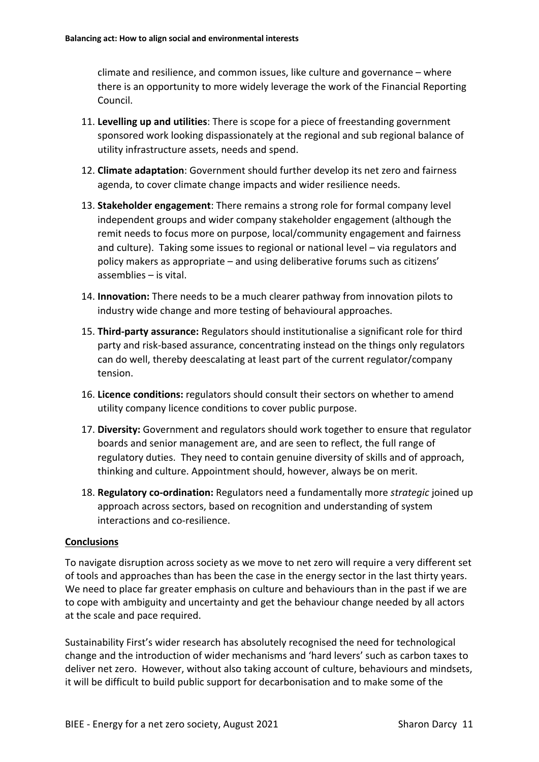climate and resilience, and common issues, like culture and governance – where there is an opportunity to more widely leverage the work of the Financial Reporting Council.

11. **Levelling up and utilities**: There is scope for a piece of freestanding government sponsored work looking dispassionately at the regional and sub regional balance of utility infrastructure assets, needs and spend.
12. **Climate adaptation**: Government should further develop its net zero and fairness agenda, to cover climate change impacts and wider resilience needs.
13. **Stakeholder engagement**: There remains a strong role for formal company level independent groups and wider company stakeholder engagement (although the remit needs to focus more on purpose, local/community engagement and fairness and culture). Taking some issues to regional or national level – via regulators and policy makers as appropriate – and using deliberative forums such as citizens' assemblies – is vital.
14. **Innovation:** There needs to be a much clearer pathway from innovation pilots to industry wide change and more testing of behavioural approaches.
15. **Third-party assurance:** Regulators should institutionalise a significant role for third party and risk-based assurance, concentrating instead on the things only regulators can do well, thereby deescalating at least part of the current regulator/company tension.
16. **Licence conditions:** regulators should consult their sectors on whether to amend utility company licence conditions to cover public purpose.
17. **Diversity:** Government and regulators should work together to ensure that regulator boards and senior management are, and are seen to reflect, the full range of regulatory duties. They need to contain genuine diversity of skills and of approach, thinking and culture. Appointment should, however, always be on merit.
18. **Regulatory co-ordination:** Regulators need a fundamentally more *strategic* joined up approach across sectors, based on recognition and understanding of system interactions and co-resilience.

## Conclusions

To navigate disruption across society as we move to net zero will require a very different set of tools and approaches than has been the case in the energy sector in the last thirty years. We need to place far greater emphasis on culture and behaviours than in the past if we are to cope with ambiguity and uncertainty and get the behaviour change needed by all actors at the scale and pace required.

Sustainability First's wider research has absolutely recognised the need for technological change and the introduction of wider mechanisms and 'hard levers' such as carbon taxes to deliver net zero. However, without also taking account of culture, behaviours and mindsets, it will be difficult to build public support for decarbonisation and to make some of the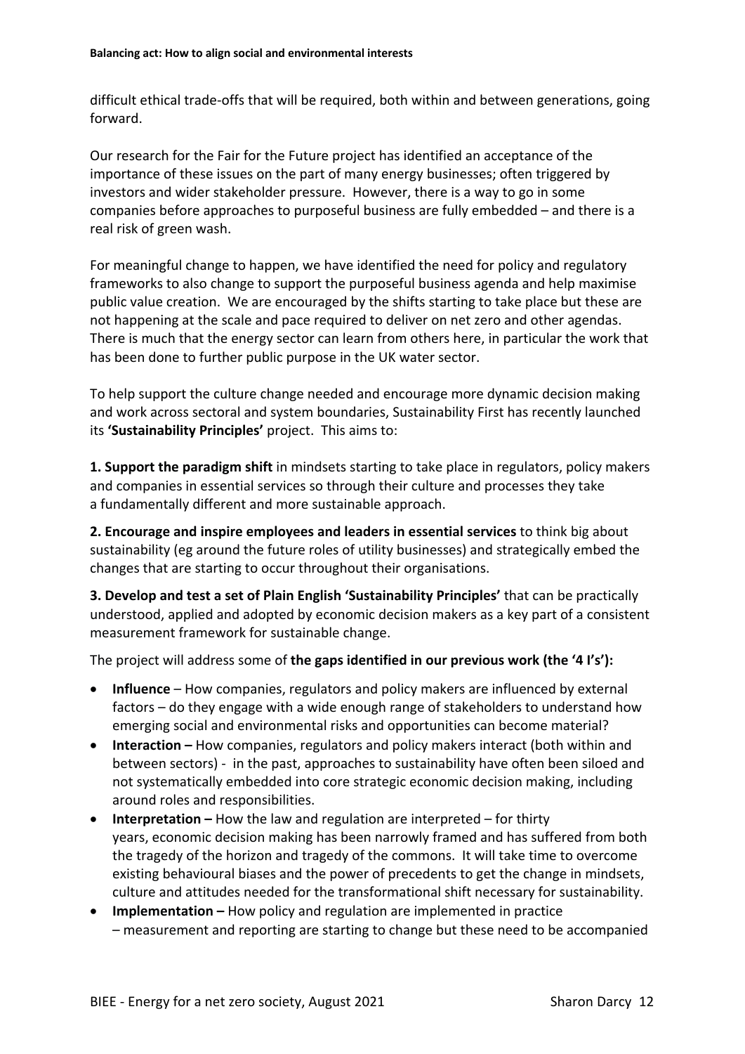difficult ethical trade-offs that will be required, both within and between generations, going forward.

Our research for the Fair for the Future project has identified an acceptance of the importance of these issues on the part of many energy businesses; often triggered by investors and wider stakeholder pressure. However, there is a way to go in some companies before approaches to purposeful business are fully embedded – and there is a real risk of green wash.

For meaningful change to happen, we have identified the need for policy and regulatory frameworks to also change to support the purposeful business agenda and help maximise public value creation. We are encouraged by the shifts starting to take place but these are not happening at the scale and pace required to deliver on net zero and other agendas. There is much that the energy sector can learn from others here, in particular the work that has been done to further public purpose in the UK water sector.

To help support the culture change needed and encourage more dynamic decision making and work across sectoral and system boundaries, Sustainability First has recently launched its **'Sustainability Principles'** project. This aims to:

**1. Support the paradigm shift** in mindsets starting to take place in regulators, policy makers and companies in essential services so through their culture and processes they take a fundamentally different and more sustainable approach.

**2. Encourage and inspire employees and leaders in essential services** to think big about sustainability (eg around the future roles of utility businesses) and strategically embed the changes that are starting to occur throughout their organisations.

**3. Develop and test a set of Plain English 'Sustainability Principles'** that can be practically understood, applied and adopted by economic decision makers as a key part of a consistent measurement framework for sustainable change.

The project will address some of **the gaps identified in our previous work (the '4 I's'):**

- **Influence** – How companies, regulators and policy makers are influenced by external factors – do they engage with a wide enough range of stakeholders to understand how emerging social and environmental risks and opportunities can become material?
- **Interaction –** How companies, regulators and policy makers interact (both within and between sectors) - in the past, approaches to sustainability have often been siloed and not systematically embedded into core strategic economic decision making, including around roles and responsibilities.
- **Interpretation –** How the law and regulation are interpreted – for thirty years, economic decision making has been narrowly framed and has suffered from both the tragedy of the horizon and tragedy of the commons. It will take time to overcome existing behavioural biases and the power of precedents to get the change in mindsets, culture and attitudes needed for the transformational shift necessary for sustainability.
- **Implementation –** How policy and regulation are implemented in practice – measurement and reporting are starting to change but these need to be accompanied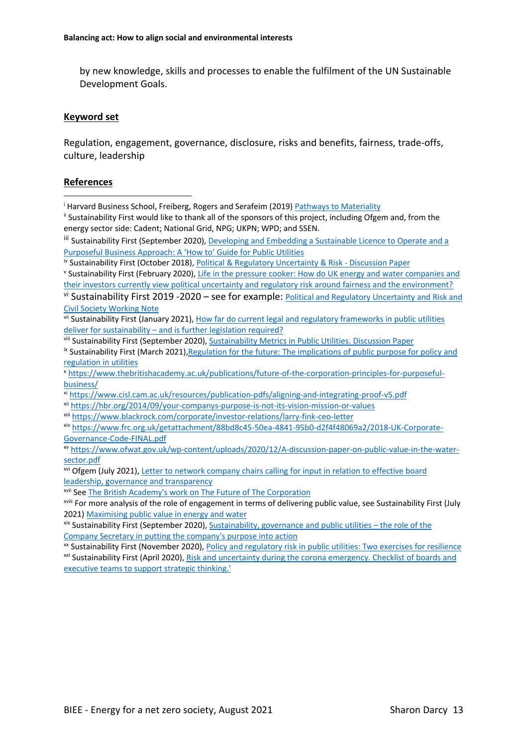by new knowledge, skills and processes to enable the fulfilment of the UN Sustainable Development Goals.

**Keyword set**

Regulation, engagement, governance, disclosure, risks and benefits, fairness, trade-offs, culture, leadership

**References**

---

[i] Harvard Business School, Freiberg, Rogers and Serafeim (2019) Pathways to Materiality

[ii] Sustainability First would like to thank all of the sponsors of this project, including Ofgem and, from the energy sector side: Cadent; National Grid, NPG; UKPN; WPD; and SSEN.

[iii] Sustainability First (September 2020), Developing and Embedding a Sustainable Licence to Operate and a Purposeful Business Approach: A 'How to' Guide for Public Utilities

[iv] Sustainability First (October 2018), Political & Regulatory Uncertainty & Risk - Discussion Paper

[v] Sustainability First (February 2020), Life in the pressure cooker: How do UK energy and water companies and their investors currently view political uncertainty and regulatory risk around fairness and the environment?

[vi] Sustainability First 2019 -2020 – see for example: Political and Regulatory Uncertainty and Risk and Civil Society Working Note

[vii] Sustainability First (January 2021), How far do current legal and regulatory frameworks in public utilities deliver for sustainability – and is further legislation required?

[viii] Sustainability First (September 2020), Sustainability Metrics in Public Utilities. Discussion Paper

[ix] Sustainability First (March 2021),Regulation for the future: The implications of public purpose for policy and regulation in utilities

[x] https://www.thebritishacademy.ac.uk/publications/future-of-the-corporation-principles-for-purposeful-business/

[xi] https://www.cisl.cam.ac.uk/resources/publication-pdfs/aligning-and-integrating-proof-v5.pdf

[xii] https://hbr.org/2014/09/your-companys-purpose-is-not-its-vision-mission-or-values

[xiii] https://www.blackrock.com/corporate/investor-relations/larry-fink-ceo-letter

[xiv] https://www.frc.org.uk/getattachment/88bd8c45-50ea-4841-95b0-d2f4f48069a2/2018-UK-Corporate-Governance-Code-FINAL.pdf

[xv] https://www.ofwat.gov.uk/wp-content/uploads/2020/12/A-discussion-paper-on-public-value-in-the-water-sector.pdf

[xvi] Ofgem (July 2021), Letter to network company chairs calling for input in relation to effective board leadership, governance and transparency

[xvii] See The British Academy's work on The Future of The Corporation

[xviii] For more analysis of the role of engagement in terms of delivering public value, see Sustainability First (July 2021) Maximising public value in energy and water

[xix] Sustainability First (September 2020), Sustainability, governance and public utilities – the role of the Company Secretary in putting the company's purpose into action

[xx] Sustainability First (November 2020), Policy and regulatory risk in public utilities: Two exercises for resilience

[xxi] Sustainability First (April 2020), Risk and uncertainty during the corona emergency. Checklist of boards and executive teams to support strategic thinking.'